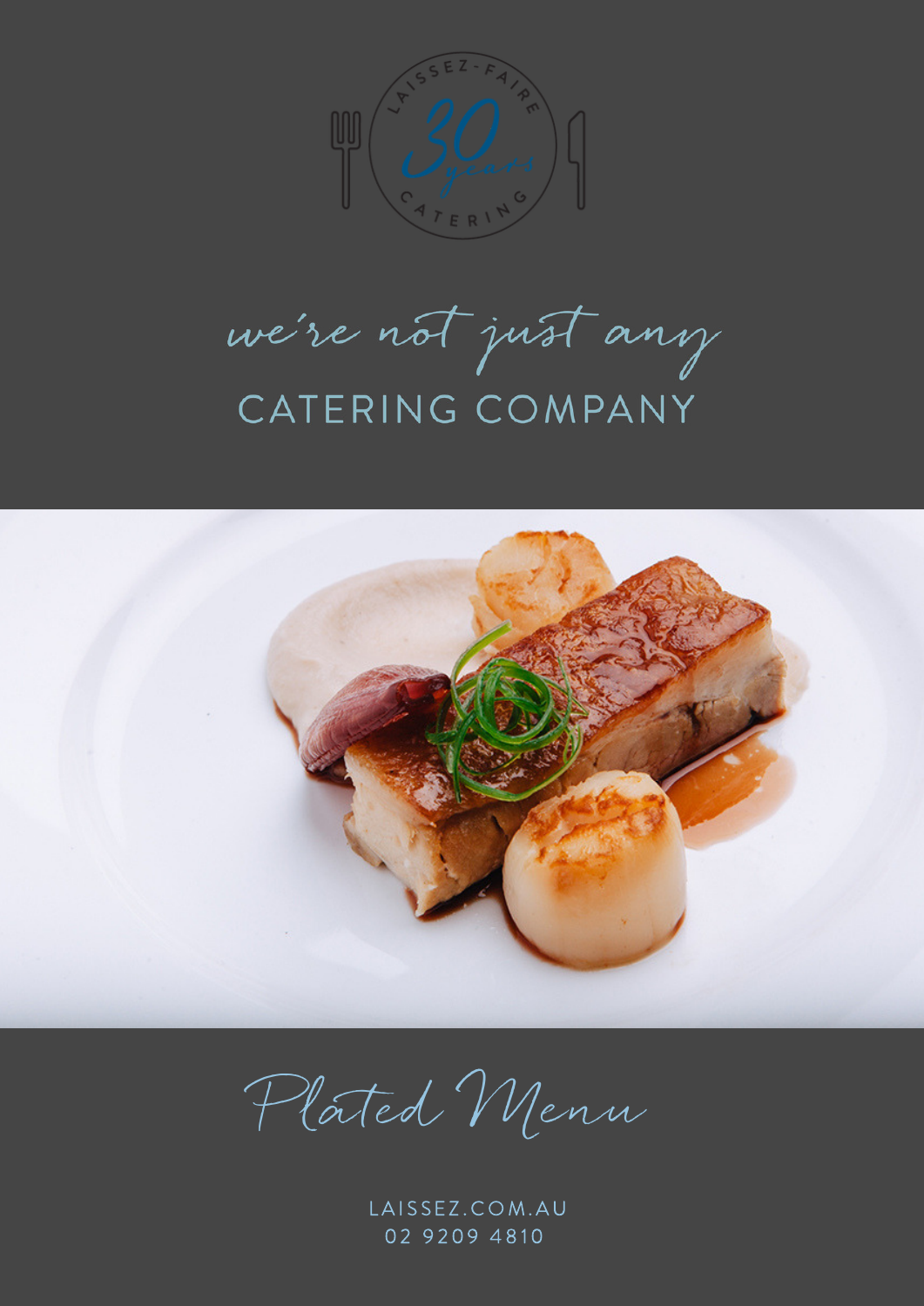LAISSEZ-FAIRE 30 years CATERING

*we're not just any*

# CATERING COMPANY

# *Plated Menu*

LAISSEZ.COM.AU
02 9209 4810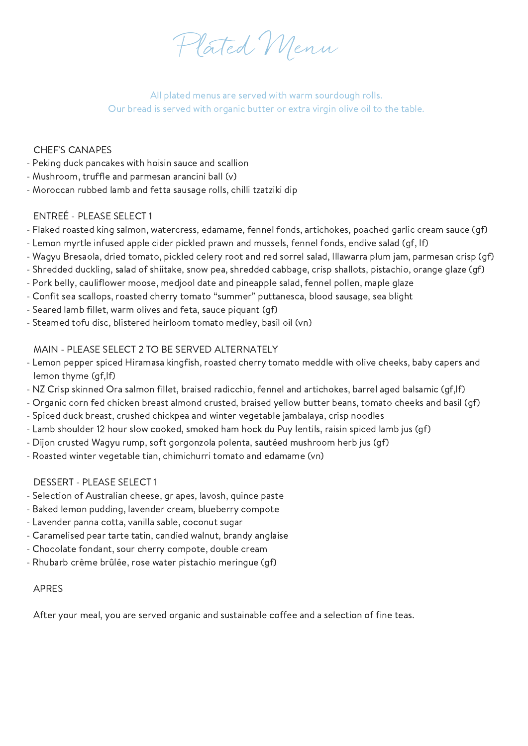# Plated Menu

All plated menus are served with warm sourdough rolls.
Our bread is served with organic butter or extra virgin olive oil to the table.

## CHEF'S CANAPES

- Peking duck pancakes with hoisin sauce and scallion
- Mushroom, truffle and parmesan arancini ball (v)
- Moroccan rubbed lamb and fetta sausage rolls, chilli tzatziki dip

## ENTRÉE - PLEASE SELECT 1

- Flaked roasted king salmon, watercress, edamame, fennel fonds, artichokes, poached garlic cream sauce (gf)
- Lemon myrtle infused apple cider pickled prawn and mussels, fennel fonds, endive salad (gf, lf)
- Wagyu Bresaola, dried tomato, pickled celery root and red sorrel salad, Illawarra plum jam, parmesan crisp (gf)
- Shredded duckling, salad of shiitake, snow pea, shredded cabbage, crisp shallots, pistachio, orange glaze (gf)
- Pork belly, cauliflower moose, medjool date and pineapple salad, fennel pollen, maple glaze
- Confit sea scallops, roasted cherry tomato "summer" puttanesca, blood sausage, sea blight
- Seared lamb fillet, warm olives and feta, sauce piquant (gf)
- Steamed tofu disc, blistered heirloom tomato medley, basil oil (vn)

## MAIN - PLEASE SELECT 2 TO BE SERVED ALTERNATELY

- Lemon pepper spiced Hiramasa kingfish, roasted cherry tomato meddle with olive cheeks, baby capers and lemon thyme (gf,lf)
- NZ Crisp skinned Ora salmon fillet, braised radicchio, fennel and artichokes, barrel aged balsamic (gf,lf)
- Organic corn fed chicken breast almond crusted, braised yellow butter beans, tomato cheeks and basil (gf)
- Spiced duck breast, crushed chickpea and winter vegetable jambalaya, crisp noodles
- Lamb shoulder 12 hour slow cooked, smoked ham hock du Puy lentils, raisin spiced lamb jus (gf)
- Dijon crusted Wagyu rump, soft gorgonzola polenta, sautéed mushroom herb jus (gf)
- Roasted winter vegetable tian, chimichurri tomato and edamame (vn)

## DESSERT - PLEASE SELECT 1

- Selection of Australian cheese, gr apes, lavosh, quince paste
- Baked lemon pudding, lavender cream, blueberry compote
- Lavender panna cotta, vanilla sable, coconut sugar
- Caramelised pear tarte tatin, candied walnut, brandy anglaise
- Chocolate fondant, sour cherry compote, double cream
- Rhubarb crème brûlée, rose water pistachio meringue (gf)

## APRES

After your meal, you are served organic and sustainable coffee and a selection of fine teas.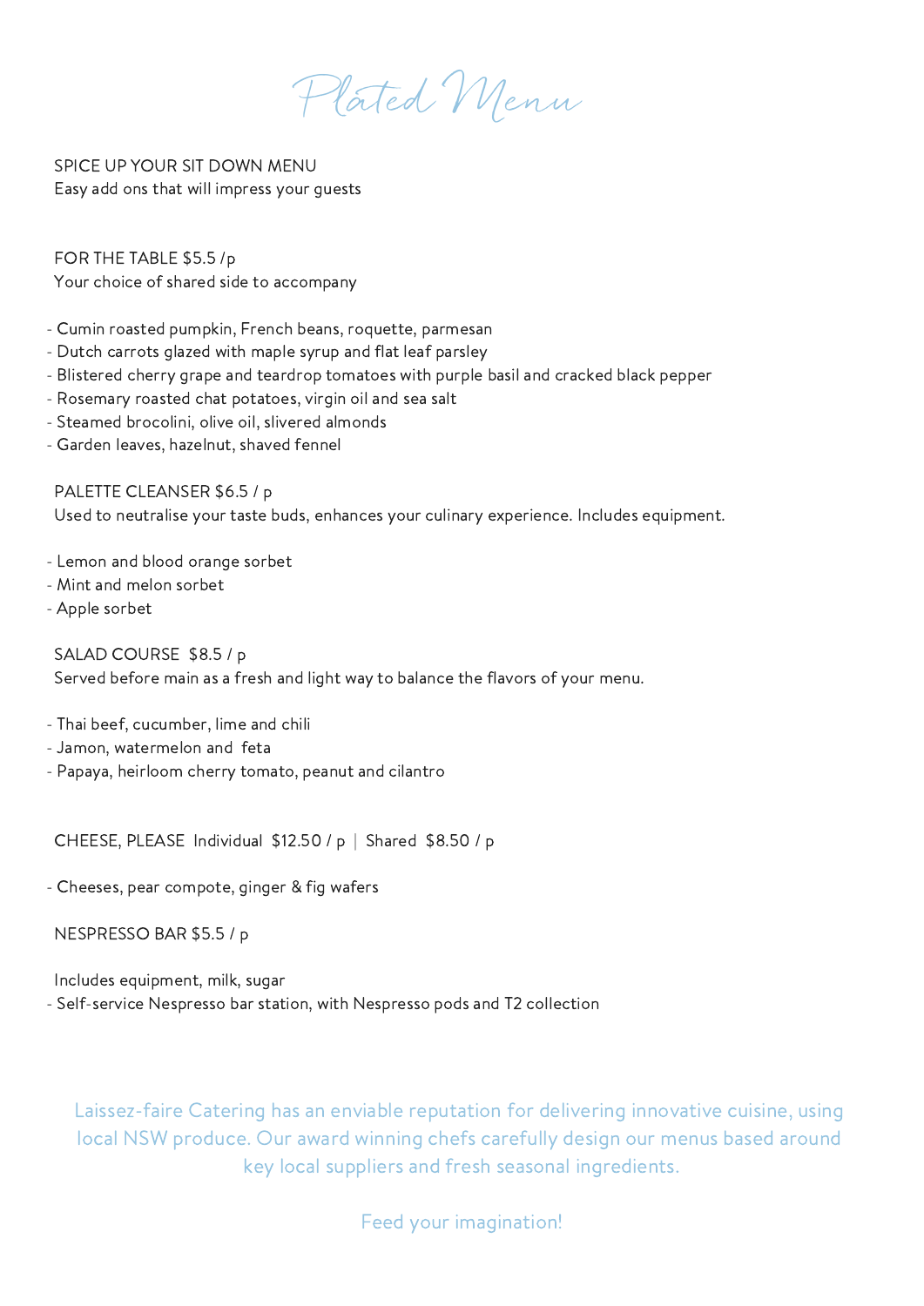# Plated Menu

SPICE UP YOUR SIT DOWN MENU
Easy add ons that will impress your guests

FOR THE TABLE $5.5 /p
Your choice of shared side to accompany

- Cumin roasted pumpkin, French beans, roquette, parmesan
- Dutch carrots glazed with maple syrup and flat leaf parsley
- Blistered cherry grape and teardrop tomatoes with purple basil and cracked black pepper
- Rosemary roasted chat potatoes, virgin oil and sea salt
- Steamed brocolini, olive oil, slivered almonds
- Garden leaves, hazelnut, shaved fennel

PALETTE CLEANSER $6.5 / p
Used to neutralise your taste buds, enhances your culinary experience. Includes equipment.

- Lemon and blood orange sorbet
- Mint and melon sorbet
- Apple sorbet

SALAD COURSE $8.5 / p
Served before main as a fresh and light way to balance the flavors of your menu.

- Thai beef, cucumber, lime and chili
- Jamon, watermelon and feta
- Papaya, heirloom cherry tomato, peanut and cilantro

CHEESE, PLEASE Individual $12.50 / p | Shared $8.50 / p

- Cheeses, pear compote, ginger & fig wafers

NESPRESSO BAR $5.5 / p

Includes equipment, milk, sugar
- Self-service Nespresso bar station, with Nespresso pods and T2 collection

Laissez-faire Catering has an enviable reputation for delivering innovative cuisine, using local NSW produce. Our award winning chefs carefully design our menus based around key local suppliers and fresh seasonal ingredients.

Feed your imagination!